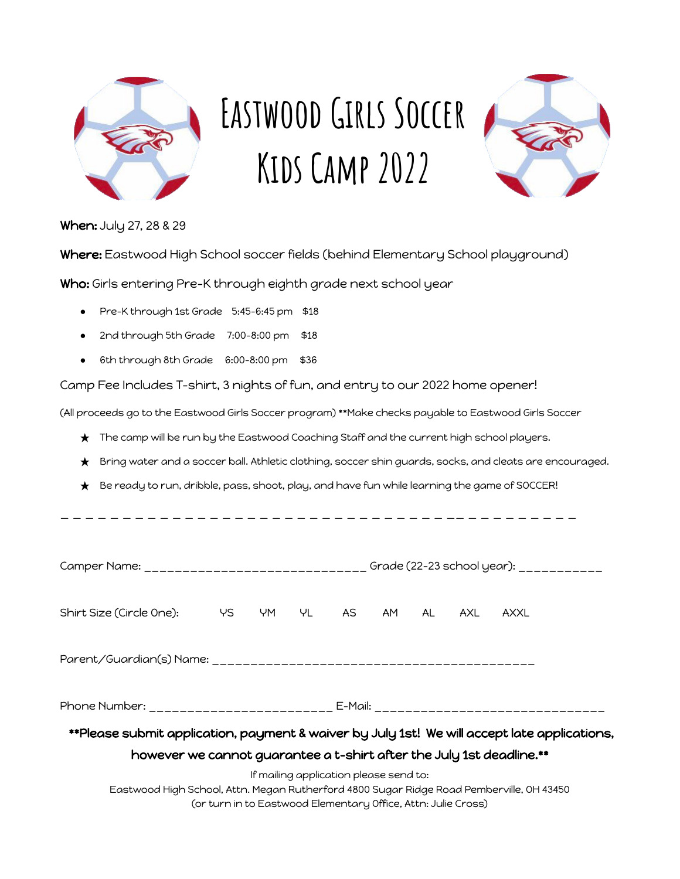# Eastwood Girls Soccer Kids Camp 2022

**When:** July 27, 28 & 29

**Where:** Eastwood High School soccer fields (behind Elementary School playground)

**Who:** Girls entering Pre-K through eighth grade next school year

- Pre-K through 1st Grade 5:45-6:45 pm $18
- 2nd through 5th Grade 7:00-8:00 pm $18
- 6th through 8th Grade 6:00-8:00 pm $36

Camp Fee Includes T-shirt, 3 nights of fun, and entry to our 2022 home opener!

(All proceeds go to the Eastwood Girls Soccer program) **Make checks payable to Eastwood Girls Soccer

- ★ The camp will be run by the Eastwood Coaching Staff and the current high school players.
- ★ Bring water and a soccer ball. Athletic clothing, soccer shin guards, socks, and cleats are encouraged.
- ★ Be ready to run, dribble, pass, shoot, play, and have fun while learning the game of SOCCER!

_ _ _ _ _ _ _ _ _ _ _ _ _ _ _ _ _ _ _ _ _ _ _ _ _ _ _ _ _ _ _ _ _ _ _ _ _ _ _ _ _ _ _ _

Camper Name: _____________________________ Grade (22-23 school year): ___________

Shirt Size (Circle One): YS YM YL AS AM AL AXL AXXL

Parent/Guardian(s) Name: __________________________________________

Phone Number: ________________________ E-Mail: ______________________________

**\*\*Please submit application, payment & waiver by July 1st! We will accept late applications, however we cannot guarantee a t-shirt after the July 1st deadline.\*\***

If mailing application please send to:
Eastwood High School, Attn. Megan Rutherford 4800 Sugar Ridge Road Pemberville, OH 43450
(or turn in to Eastwood Elementary Office, Attn: Julie Cross)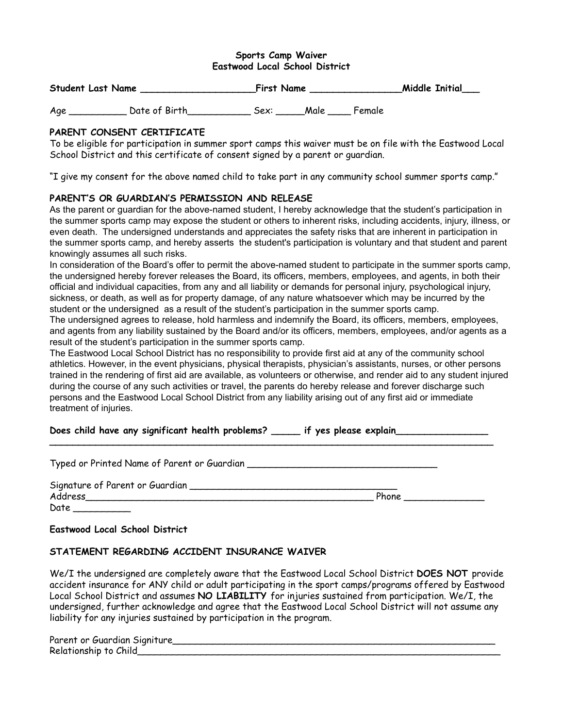**Sports Camp Waiver**
**Eastwood Local School District**

**Student Last Name ____________________First Name ________________Middle Initial___**

Age __________ Date of Birth___________ Sex: _____Male ____ Female

**PARENT CONSENT CERTIFICATE**

To be eligible for participation in summer sport camps this waiver must be on file with the Eastwood Local School District and this certificate of consent signed by a parent or guardian.

"I give my consent for the above named child to take part in any community school summer sports camp."

**PARENT'S OR GUARDIAN'S PERMISSION AND RELEASE**

As the parent or guardian for the above-named student, I hereby acknowledge that the student's participation in the summer sports camp may expose the student or others to inherent risks, including accidents, injury, illness, or even death. The undersigned understands and appreciates the safety risks that are inherent in participation in the summer sports camp, and hereby asserts the student's participation is voluntary and that student and parent knowingly assumes all such risks.

In consideration of the Board's offer to permit the above-named student to participate in the summer sports camp, the undersigned hereby forever releases the Board, its officers, members, employees, and agents, in both their official and individual capacities, from any and all liability or demands for personal injury, psychological injury, sickness, or death, as well as for property damage, of any nature whatsoever which may be incurred by the student or the undersigned as a result of the student's participation in the summer sports camp.

The undersigned agrees to release, hold harmless and indemnify the Board, its officers, members, employees, and agents from any liability sustained by the Board and/or its officers, members, employees, and/or agents as a result of the student's participation in the summer sports camp.

The Eastwood Local School District has no responsibility to provide first aid at any of the community school athletics. However, in the event physicians, physical therapists, physician's assistants, nurses, or other persons trained in the rendering of first aid are available, as volunteers or otherwise, and render aid to any student injured during the course of any such activities or travel, the parents do hereby release and forever discharge such persons and the Eastwood Local School District from any liability arising out of any first aid or immediate treatment of injuries.

**Does child have any significant health problems? _____ if yes please explain________________**
________________________________________________________________________________

Typed or Printed Name of Parent or Guardian __________________________________

Signature of Parent or Guardian ____________________________________
Address_____________________________________________________ Phone ______________
Date __________

**Eastwood Local School District**

**STATEMENT REGARDING ACCIDENT INSURANCE WAIVER**

We/I the undersigned are completely aware that the Eastwood Local School District **DOES NOT** provide accident insurance for ANY child or adult participating in the sport camps/programs offered by Eastwood Local School District and assumes **NO LIABILITY** for injuries sustained from participation. We/I, the undersigned, further acknowledge and agree that the Eastwood Local School District will not assume any liability for any injuries sustained by participation in the program.

Parent or Guardian Signiture____________________________________________________________
Relationship to Child__________________________________________________________________